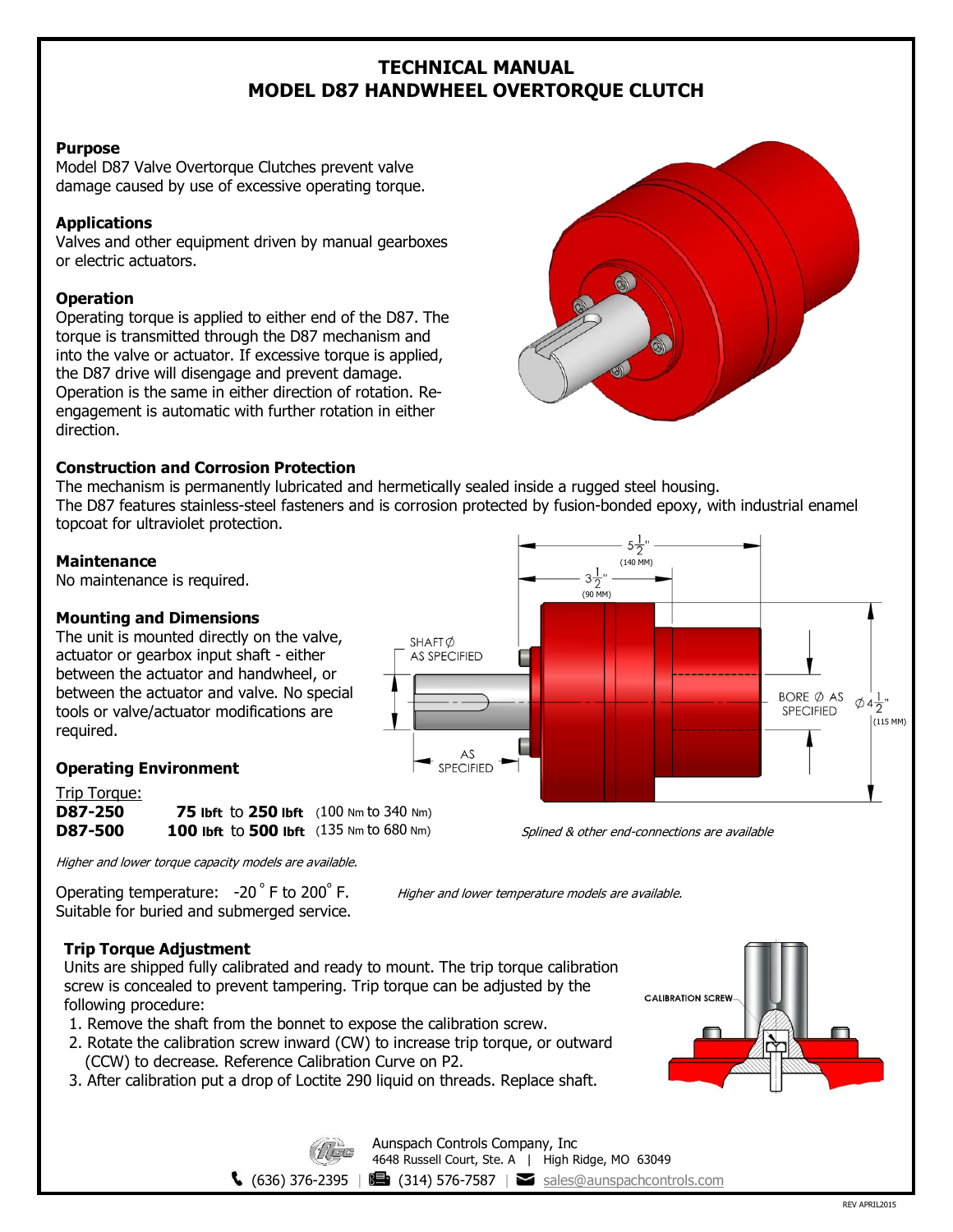# TECHNICAL MANUAL
# MODEL D87 HANDWHEEL OVERTORQUE CLUTCH

**Purpose**
Model D87 Valve Overtorque Clutches prevent valve damage caused by use of excessive operating torque.

**Applications**
Valves and other equipment driven by manual gearboxes or electric actuators.

**Operation**
Operating torque is applied to either end of the D87. The torque is transmitted through the D87 mechanism and into the valve or actuator. If excessive torque is applied, the D87 drive will disengage and prevent damage. Operation is the same in either direction of rotation. Re-engagement is automatic with further rotation in either direction.

**Construction and Corrosion Protection**
The mechanism is permanently lubricated and hermetically sealed inside a rugged steel housing.
The D87 features stainless-steel fasteners and is corrosion protected by fusion-bonded epoxy, with industrial enamel topcoat for ultraviolet protection.

**Maintenance**
No maintenance is required.

**Mounting and Dimensions**
The unit is mounted directly on the valve, actuator or gearbox input shaft - either between the actuator and handwheel, or between the actuator and valve. No special tools or valve/actuator modifications are required.

SHAFT Ø AS SPECIFIED

AS SPECIFIED

$5\frac{1}{2}$" (140 MM)

$3\frac{1}{2}$" (90 MM)

BORE Ø AS SPECIFIED

Ø $4\frac{1}{2}$" (115 MM)

*Splined & other end-connections are available*

**Operating Environment**

Trip Torque:

| | | |
|---|---|---|
| **D87-250** | **75 lbft** to **250 lbft** | (100 Nm to 340 Nm) |
| **D87-500** | **100 lbft** to **500 lbft** | (135 Nm to 680 Nm) |

*Higher and lower torque capacity models are available.*

Operating temperature: -20° F to 200° F.
Suitable for buried and submerged service.

*Higher and lower temperature models are available.*

**Trip Torque Adjustment**
Units are shipped fully calibrated and ready to mount. The trip torque calibration screw is concealed to prevent tampering. Trip torque can be adjusted by the following procedure:

1. Remove the shaft from the bonnet to expose the calibration screw.
2. Rotate the calibration screw inward (CW) to increase trip torque, or outward (CCW) to decrease. Reference Calibration Curve on P2.
3. After calibration put a drop of Loctite 290 liquid on threads. Replace shaft.

CALIBRATION SCREW

Aunspach Controls Company, Inc
4648 Russell Court, Ste. A | High Ridge, MO 63049
(636) 376-2395 | (314) 576-7587 | sales@aunspachcontrols.com

REV APRIL2015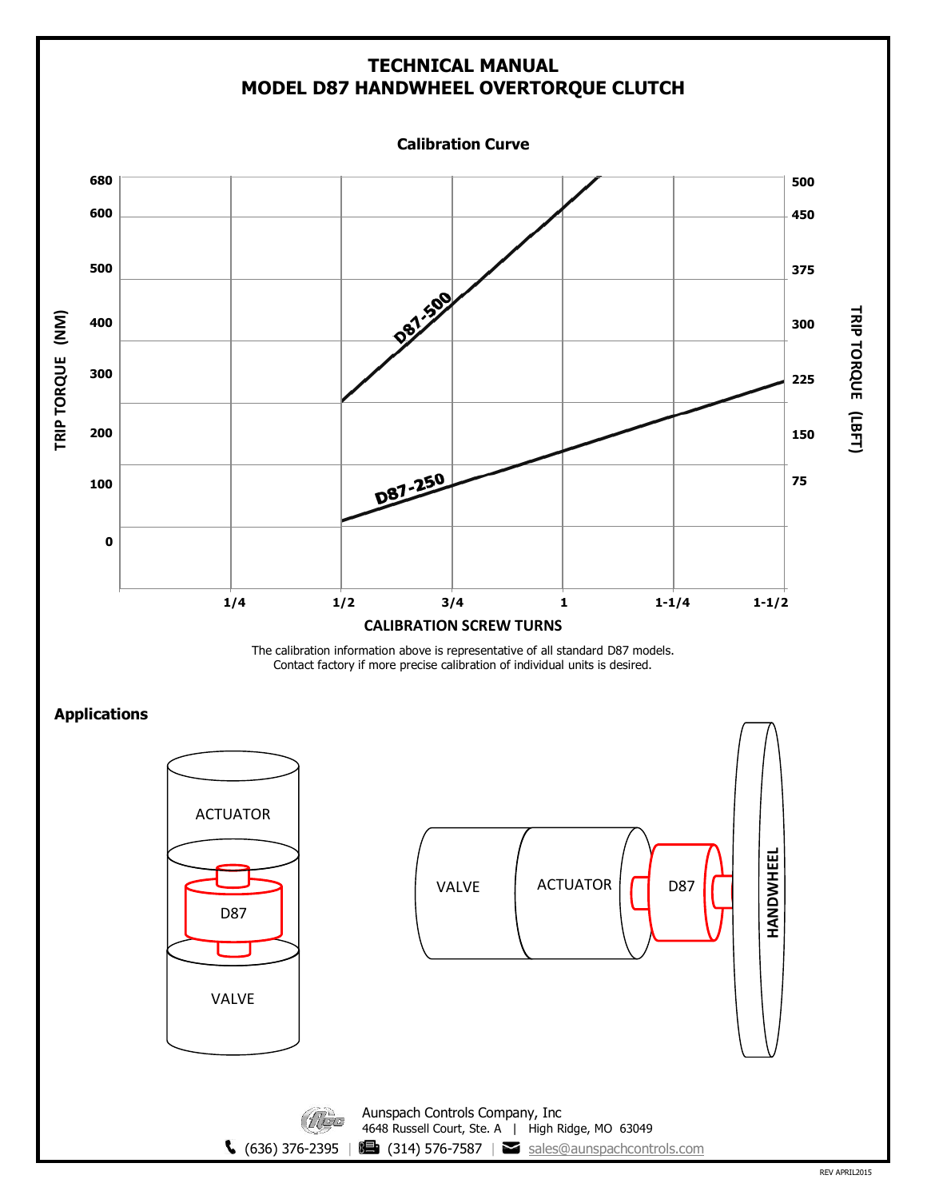# TECHNICAL MANUAL
# MODEL D87 HANDWHEEL OVERTORQUE CLUTCH

## Calibration Curve

TRIP TORQUE (NM)

680
600
500
400
300
200
100
0

TRIP TORQUE (LBFT)

500
450
375
300
225
150
75

D87-500

D87-250

1/4
1/2
3/4
1
1-1/4
1-1/2

CALIBRATION SCREW TURNS

The calibration information above is representative of all standard D87 models.
Contact factory if more precise calibration of individual units is desired.

## Applications

ACTUATOR

D87

VALVE

VALVE

ACTUATOR

D87

HANDWHEEL

Aunspach Controls Company, Inc
4648 Russell Court, Ste. A | High Ridge, MO 63049
(636) 376-2395 | (314) 576-7587 | sales@aunspachcontrols.com

REV APRIL2015